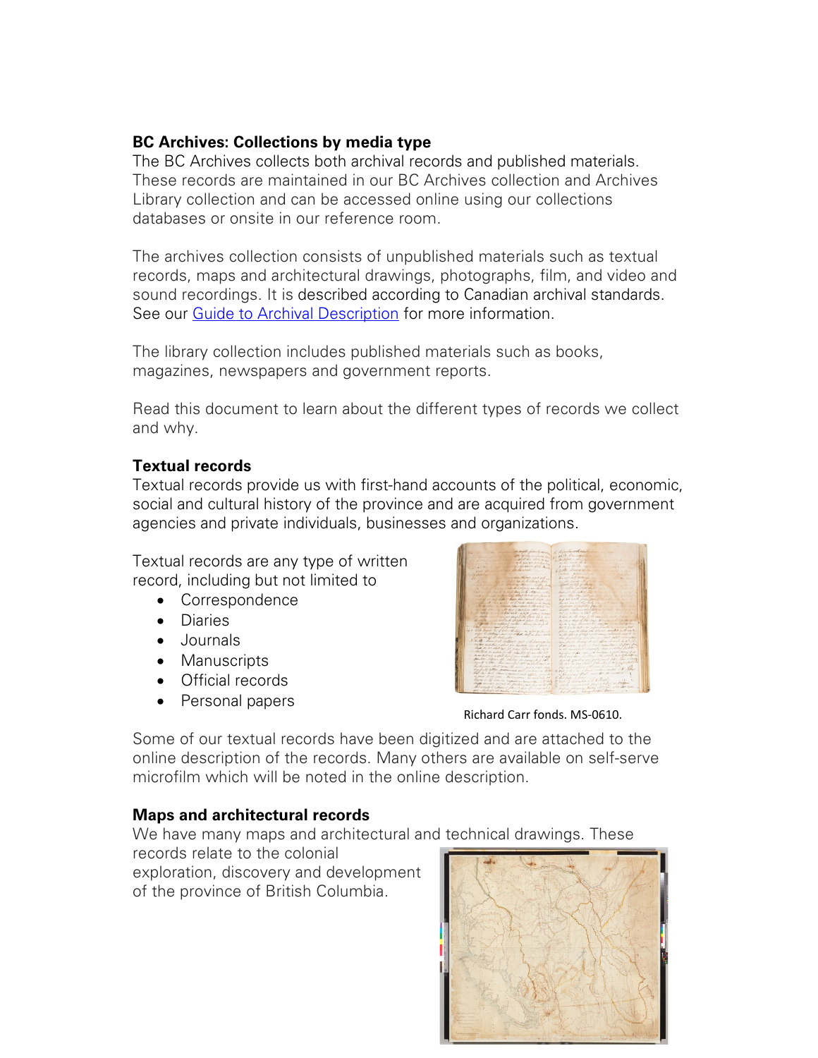## BC Archives: Collections by media type

The BC Archives collects both archival records and published materials. These records are maintained in our BC Archives collection and Archives Library collection and can be accessed online using our collections databases or onsite in our reference room.

The archives collection consists of unpublished materials such as textual records, maps and architectural drawings, photographs, film, and video and sound recordings. It is described according to Canadian archival standards. See our [Guide to Archival Description]() for more information.

The library collection includes published materials such as books, magazines, newspapers and government reports.

Read this document to learn about the different types of records we collect and why.

### Textual records

Textual records provide us with first-hand accounts of the political, economic, social and cultural history of the province and are acquired from government agencies and private individuals, businesses and organizations.

Textual records are any type of written record, including but not limited to

- Correspondence
- Diaries
- Journals
- Manuscripts
- Official records
- Personal papers

Richard Carr fonds. MS-0610.

Some of our textual records have been digitized and are attached to the online description of the records. Many others are available on self-serve microfilm which will be noted in the online description.

### Maps and architectural records

We have many maps and architectural and technical drawings. These records relate to the colonial exploration, discovery and development of the province of British Columbia.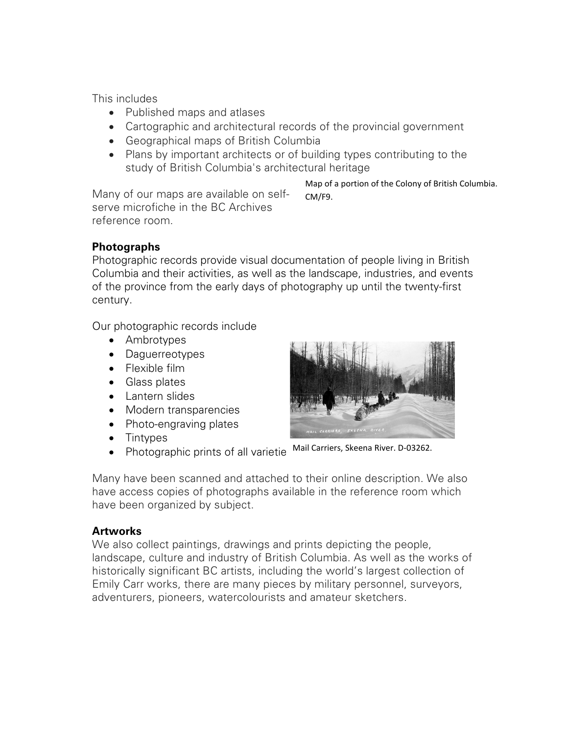This includes

- Published maps and atlases
- Cartographic and architectural records of the provincial government
- Geographical maps of British Columbia
- Plans by important architects or of building types contributing to the study of British Columbia's architectural heritage

Many of our maps are available on self-serve microfiche in the BC Archives reference room.

Map of a portion of the Colony of British Columbia. CM/F9.

**Photographs**

Photographic records provide visual documentation of people living in British Columbia and their activities, as well as the landscape, industries, and events of the province from the early days of photography up until the twenty-first century.

Our photographic records include

- Ambrotypes
- Daguerreotypes
- Flexible film
- Glass plates
- Lantern slides
- Modern transparencies
- Photo-engraving plates
- Tintypes
- Photographic prints of all varietie

Mail Carriers, Skeena River. D-03262.

Many have been scanned and attached to their online description. We also have access copies of photographs available in the reference room which have been organized by subject.

**Artworks**

We also collect paintings, drawings and prints depicting the people, landscape, culture and industry of British Columbia. As well as the works of historically significant BC artists, including the world's largest collection of Emily Carr works, there are many pieces by military personnel, surveyors, adventurers, pioneers, watercolourists and amateur sketchers.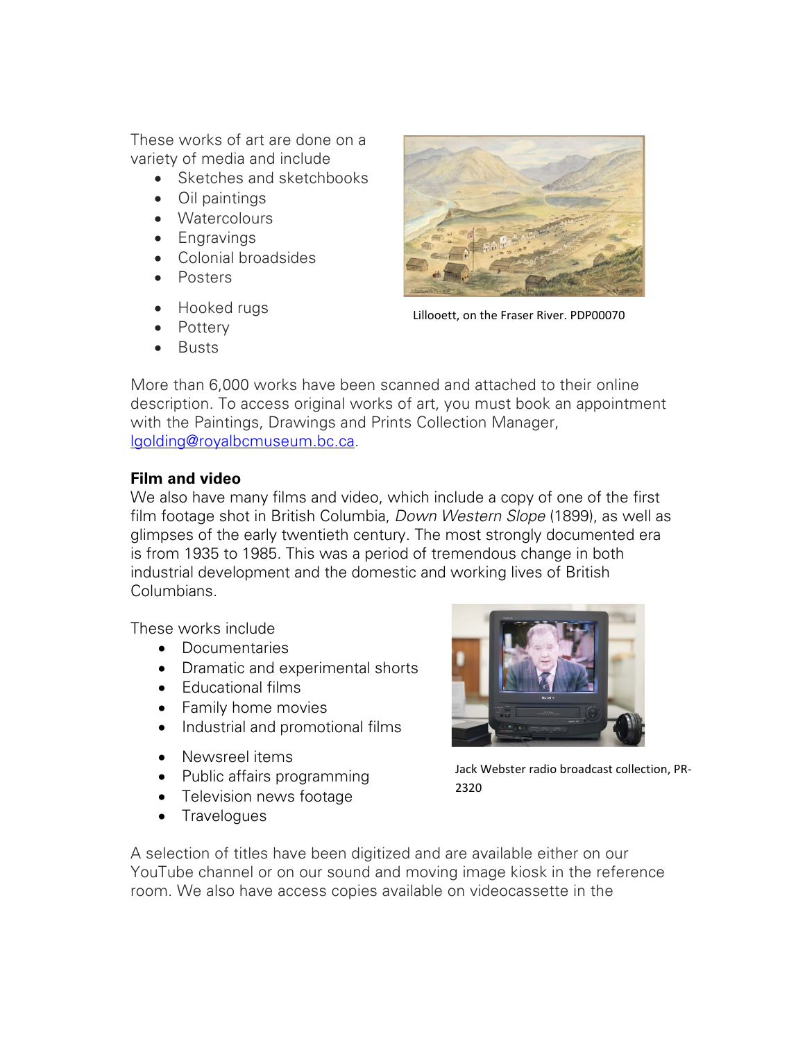These works of art are done on a variety of media and include

- Sketches and sketchbooks
- Oil paintings
- Watercolours
- Engravings
- Colonial broadsides
- Posters
- Hooked rugs
- Pottery
- Busts

Lillooett, on the Fraser River. PDP00070

More than 6,000 works have been scanned and attached to their online description. To access original works of art, you must book an appointment with the Paintings, Drawings and Prints Collection Manager, [lgolding@royalbcmuseum.bc.ca](mailto:lgolding@royalbcmuseum.bc.ca).

**Film and video**

We also have many films and video, which include a copy of one of the first film footage shot in British Columbia, *Down Western Slope* (1899), as well as glimpses of the early twentieth century. The most strongly documented era is from 1935 to 1985. This was a period of tremendous change in both industrial development and the domestic and working lives of British Columbians.

These works include

- Documentaries
- Dramatic and experimental shorts
- Educational films
- Family home movies
- Industrial and promotional films
- Newsreel items
- Public affairs programming
- Television news footage
- Travelogues

Jack Webster radio broadcast collection, PR-2320

A selection of titles have been digitized and are available either on our YouTube channel or on our sound and moving image kiosk in the reference room. We also have access copies available on videocassette in the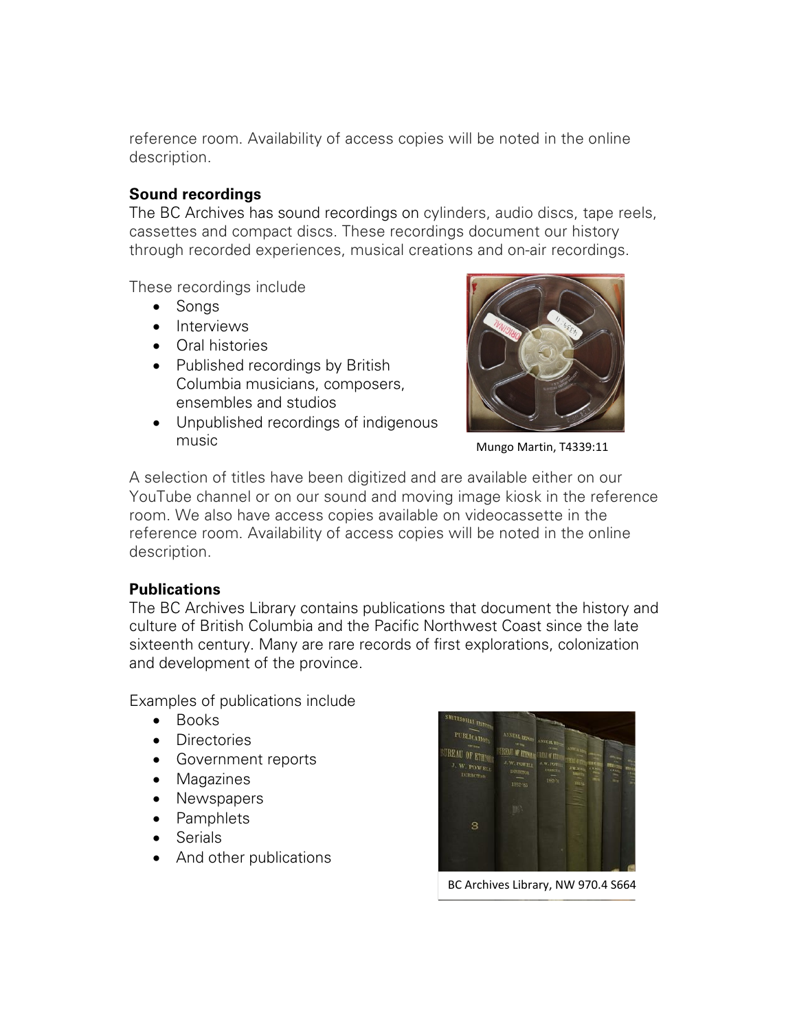reference room. Availability of access copies will be noted in the online description.

**Sound recordings**
The BC Archives has sound recordings on cylinders, audio discs, tape reels, cassettes and compact discs. These recordings document our history through recorded experiences, musical creations and on-air recordings.

These recordings include

- Songs
- Interviews
- Oral histories
- Published recordings by British Columbia musicians, composers, ensembles and studios
- Unpublished recordings of indigenous music

Mungo Martin, T4339:11

A selection of titles have been digitized and are available either on our YouTube channel or on our sound and moving image kiosk in the reference room. We also have access copies available on videocassette in the reference room. Availability of access copies will be noted in the online description.

**Publications**
The BC Archives Library contains publications that document the history and culture of British Columbia and the Pacific Northwest Coast since the late sixteenth century. Many are rare records of first explorations, colonization and development of the province.

Examples of publications include

- Books
- Directories
- Government reports
- Magazines
- Newspapers
- Pamphlets
- Serials
- And other publications

BC Archives Library, NW 970.4 S664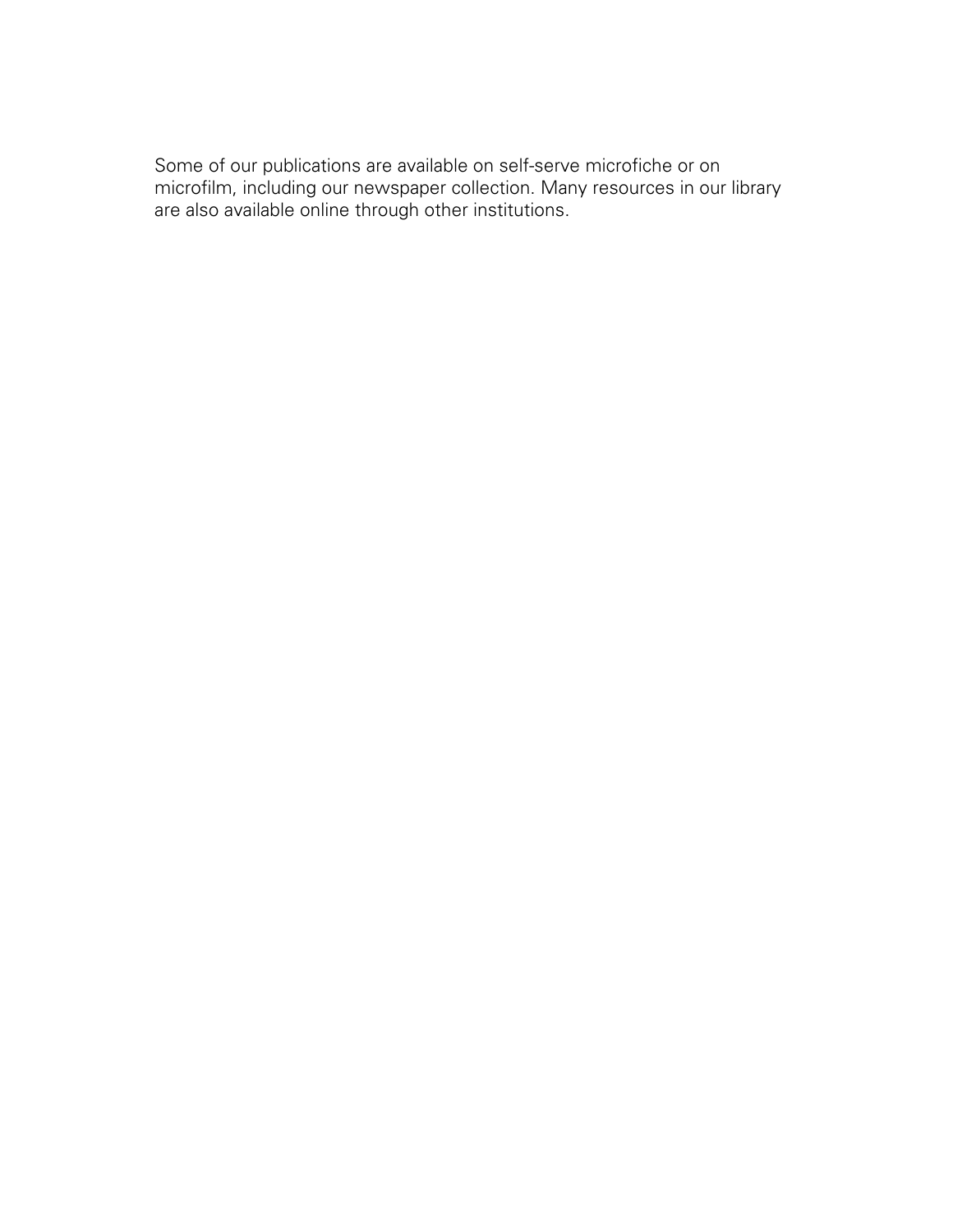Some of our publications are available on self-serve microfiche or on microfilm, including our newspaper collection. Many resources in our library are also available online through other institutions.